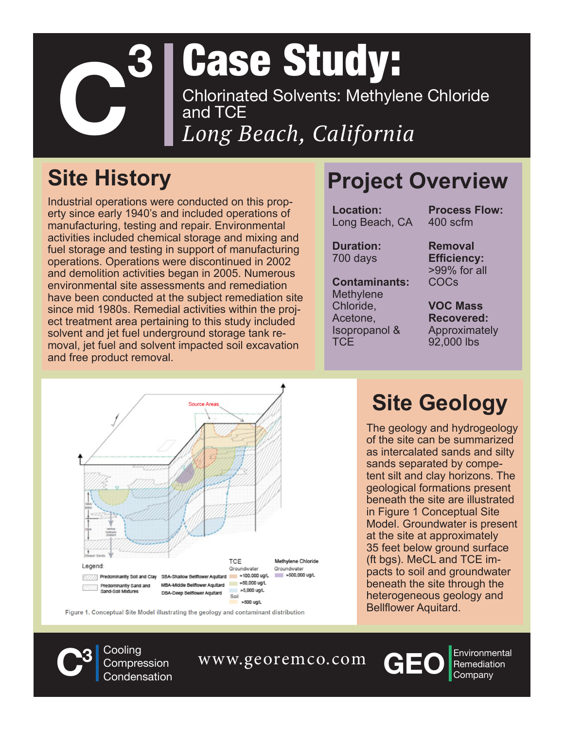# C³ Case Study:

Chlorinated Solvents: Methylene Chloride and TCE

*Long Beach, California*

## Site History

Industrial operations were conducted on this property since early 1940's and included operations of manufacturing, testing and repair. Environmental activities included chemical storage and mixing and fuel storage and testing in support of manufacturing operations. Operations were discontinued in 2002 and demolition activities began in 2005. Numerous environmental site assessments and remediation have been conducted at the subject remediation site since mid 1980s. Remedial activities within the project treatment area pertaining to this study included solvent and jet fuel underground storage tank removal, jet fuel and solvent impacted soil excavation and free product removal.

## Project Overview

**Location:**
Long Beach, CA

**Duration:**
700 days

**Contaminants:**
Methylene Chloride, Acetone, Isopropanol & TCE

**Process Flow:**
400 scfm

**Removal Efficiency:**
>99% for all COCs

**VOC Mass Recovered:**
Approximately 92,000 lbs

Figure 1. Conceptual Site Model illustrating the geology and contaminant distribution

## Site Geology

The geology and hydrogeology of the site can be summarized as intercalated sands and silty sands separated by competent silt and clay horizons. The geological formations present beneath the site are illustrated in Figure 1 Conceptual Site Model. Groundwater is present at the site at approximately 35 feet below ground surface (ft bgs). MeCL and TCE impacts to soil and groundwater beneath the site through the heterogeneous geology and Bellflower Aquitard.

C³ Cooling Compression Condensation

www.georemco.com

GEO Environmental Remediation Company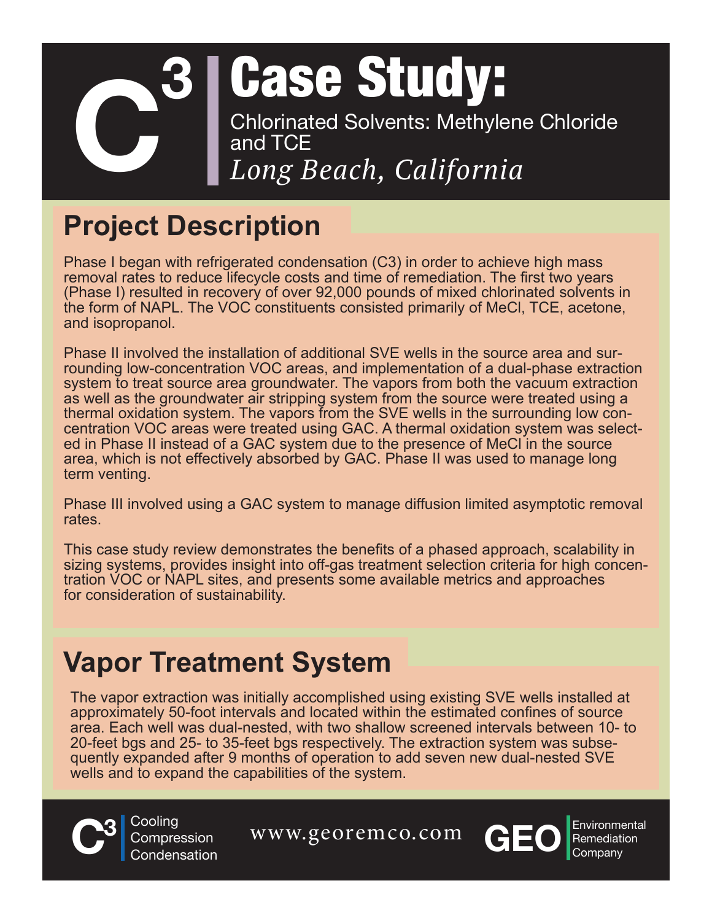# C3 Case Study:

Chlorinated Solvents: Methylene Chloride and TCE

*Long Beach, California*

## Project Description

Phase I began with refrigerated condensation (C3) in order to achieve high mass removal rates to reduce lifecycle costs and time of remediation. The first two years (Phase I) resulted in recovery of over 92,000 pounds of mixed chlorinated solvents in the form of NAPL. The VOC constituents consisted primarily of MeCl, TCE, acetone, and isopropanol.

Phase II involved the installation of additional SVE wells in the source area and surrounding low-concentration VOC areas, and implementation of a dual-phase extraction system to treat source area groundwater. The vapors from both the vacuum extraction as well as the groundwater air stripping system from the source were treated using a thermal oxidation system. The vapors from the SVE wells in the surrounding low concentration VOC areas were treated using GAC. A thermal oxidation system was selected in Phase II instead of a GAC system due to the presence of MeCl in the source area, which is not effectively absorbed by GAC. Phase II was used to manage long term venting.

Phase III involved using a GAC system to manage diffusion limited asymptotic removal rates.

This case study review demonstrates the benefits of a phased approach, scalability in sizing systems, provides insight into off-gas treatment selection criteria for high concentration VOC or NAPL sites, and presents some available metrics and approaches for consideration of sustainability.

## Vapor Treatment System

The vapor extraction was initially accomplished using existing SVE wells installed at approximately 50-foot intervals and located within the estimated confines of source area. Each well was dual-nested, with two shallow screened intervals between 10- to 20-feet bgs and 25- to 35-feet bgs respectively. The extraction system was subsequently expanded after 9 months of operation to add seven new dual-nested SVE wells and to expand the capabilities of the system.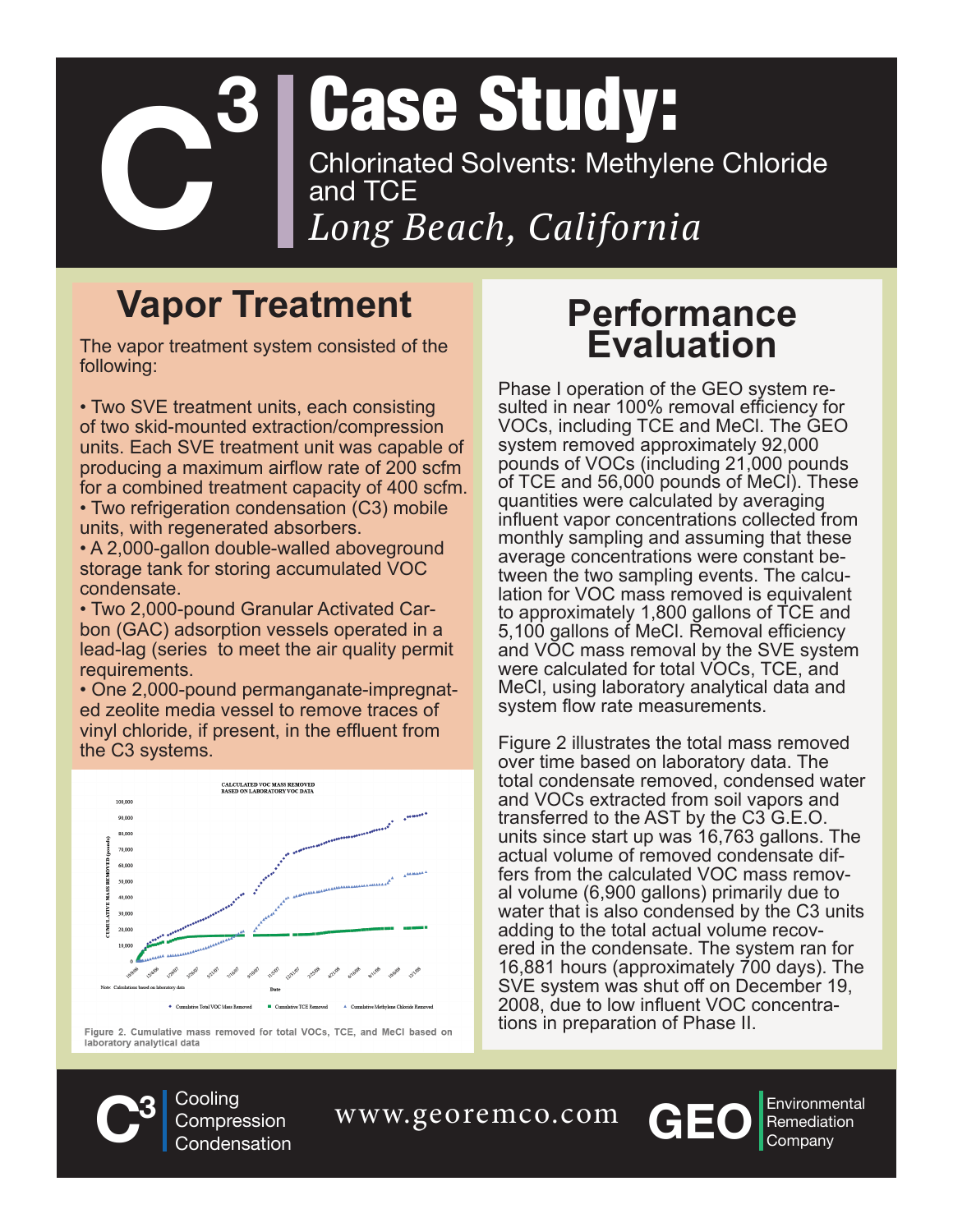# C3 Case Study:

Chlorinated Solvents: Methylene Chloride and TCE

*Long Beach, California*

## Vapor Treatment

The vapor treatment system consisted of the following:

- Two SVE treatment units, each consisting of two skid-mounted extraction/compression units. Each SVE treatment unit was capable of producing a maximum airflow rate of 200 scfm for a combined treatment capacity of 400 scfm.
- Two refrigeration condensation (C3) mobile units, with regenerated absorbers.
- A 2,000-gallon double-walled aboveground storage tank for storing accumulated VOC condensate.
- Two 2,000-pound Granular Activated Carbon (GAC) adsorption vessels operated in a lead-lag (series to meet the air quality permit requirements.
- One 2,000-pound permanganate-impregnated zeolite media vessel to remove traces of vinyl chloride, if present, in the effluent from the C3 systems.

CALCULATED VOC MASS REMOVED BASED ON LABORATORY VOC DATA

CUMULATIVE MASS REMOVED (pounds)

100,000
90,000
80,000
70,000
60,000
50,000
40,000
30,000
20,000
10,000
0

Date

Note: Calculations based on laboratory data

Cumulative Total VOC Mass Removed
Cumulative TCE Removed
Cumulative Methylene Chloride Removed

Figure 2. Cumulative mass removed for total VOCs, TCE, and MeCl based on laboratory analytical data

## Performance Evaluation

Phase I operation of the GEO system resulted in near 100% removal efficiency for VOCs, including TCE and MeCl. The GEO system removed approximately 92,000 pounds of VOCs (including 21,000 pounds of TCE and 56,000 pounds of MeCl). These quantities were calculated by averaging influent vapor concentrations collected from monthly sampling and assuming that these average concentrations were constant between the two sampling events. The calculation for VOC mass removed is equivalent to approximately 1,800 gallons of TCE and 5,100 gallons of MeCl. Removal efficiency and VOC mass removal by the SVE system were calculated for total VOCs, TCE, and MeCl, using laboratory analytical data and system flow rate measurements.

Figure 2 illustrates the total mass removed over time based on laboratory data. The total condensate removed, condensed water and VOCs extracted from soil vapors and transferred to the AST by the C3 G.E.O. units since start up was 16,763 gallons. The actual volume of removed condensate differs from the calculated VOC mass removal volume (6,900 gallons) primarily due to water that is also condensed by the C3 units adding to the total actual volume recovered in the condensate. The system ran for 16,881 hours (approximately 700 days). The SVE system was shut off on December 19, 2008, due to low influent VOC concentrations in preparation of Phase II.

C3 Cooling Compression Condensation

www.georemco.com

GEO Environmental Remediation Company